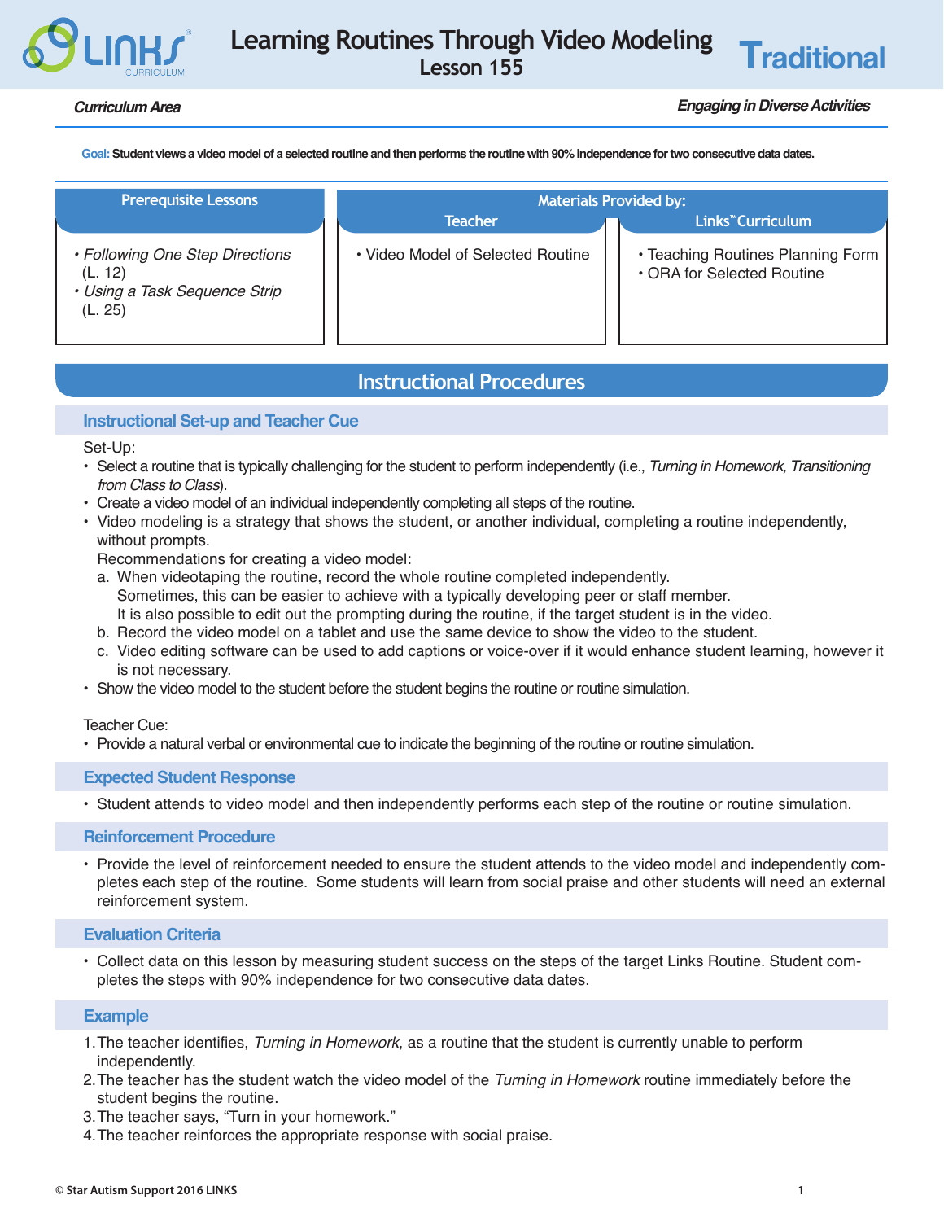# Learning Routines Through Video Modeling

Lesson 155

**Traditional**

*Curriculum Area* — *Engaging in Diverse Activities*

**Goal:** Student views a video model of a selected routine and then performs the routine with 90% independence for two consecutive data dates.

| Prerequisite Lessons | Materials Provided by: Teacher | Materials Provided by: Links™ Curriculum |
|---|---|---|
| • *Following One Step Directions* (L. 12)<br>• *Using a Task Sequence Strip* (L. 25) | • Video Model of Selected Routine | • Teaching Routines Planning Form<br>• ORA for Selected Routine |

## Instructional Procedures

### Instructional Set-up and Teacher Cue

Set-Up:

- Select a routine that is typically challenging for the student to perform independently (i.e., *Turning in Homework, Transitioning from Class to Class*).
- Create a video model of an individual independently completing all steps of the routine.
- Video modeling is a strategy that shows the student, or another individual, completing a routine independently, without prompts.

  Recommendations for creating a video model:
  a. When videotaping the routine, record the whole routine completed independently. Sometimes, this can be easier to achieve with a typically developing peer or staff member. It is also possible to edit out the prompting during the routine, if the target student is in the video.
  b. Record the video model on a tablet and use the same device to show the video to the student.
  c. Video editing software can be used to add captions or voice-over if it would enhance student learning, however it is not necessary.
- Show the video model to the student before the student begins the routine or routine simulation.

Teacher Cue:

- Provide a natural verbal or environmental cue to indicate the beginning of the routine or routine simulation.

### Expected Student Response

- Student attends to video model and then independently performs each step of the routine or routine simulation.

### Reinforcement Procedure

- Provide the level of reinforcement needed to ensure the student attends to the video model and independently completes each step of the routine. Some students will learn from social praise and other students will need an external reinforcement system.

### Evaluation Criteria

- Collect data on this lesson by measuring student success on the steps of the target Links Routine. Student completes the steps with 90% independence for two consecutive data dates.

### Example

1. The teacher identifies, *Turning in Homework*, as a routine that the student is currently unable to perform independently.
2. The teacher has the student watch the video model of the *Turning in Homework* routine immediately before the student begins the routine.
3. The teacher says, "Turn in your homework."
4. The teacher reinforces the appropriate response with social praise.

© Star Autism Support 2016 LINKS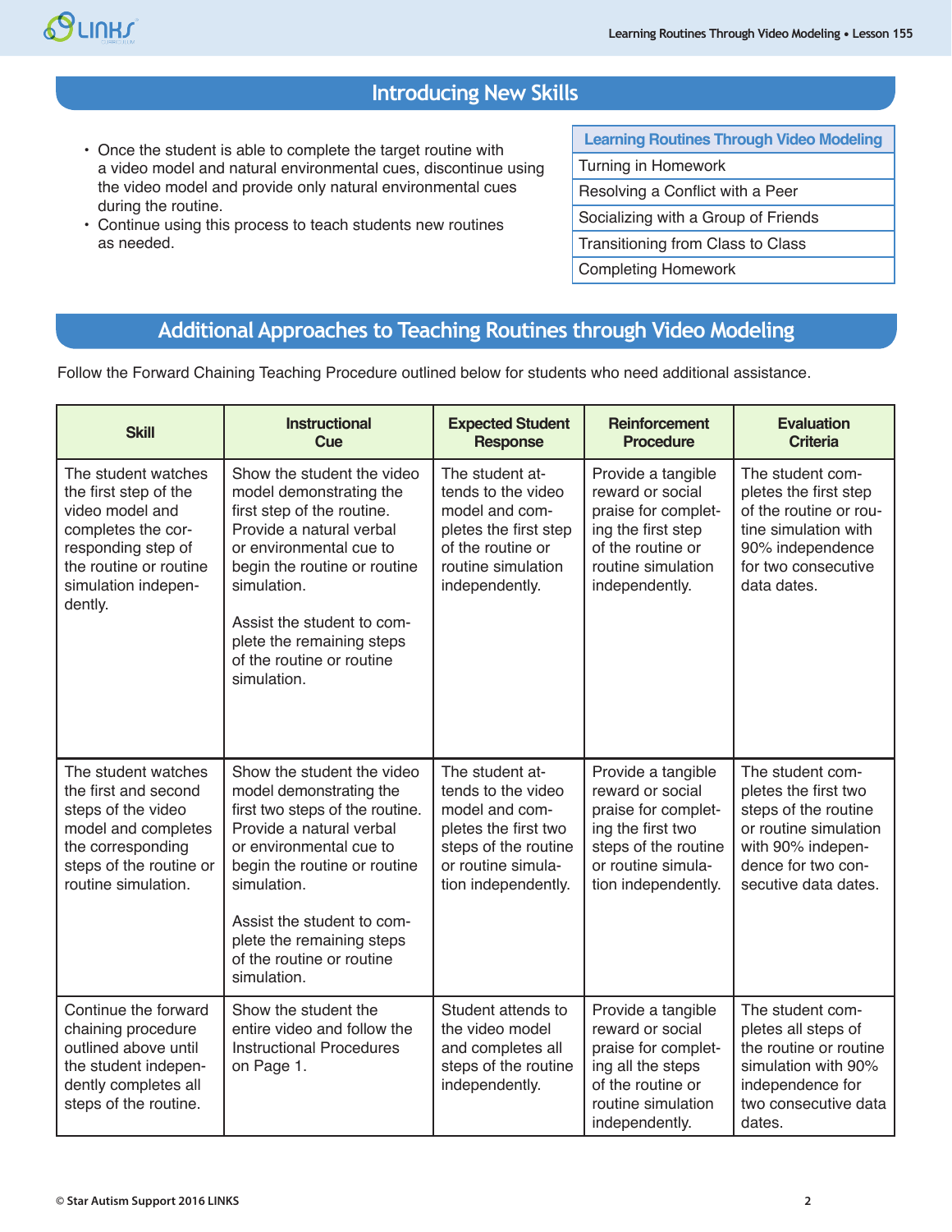## Introducing New Skills

- Once the student is able to complete the target routine with a video model and natural environmental cues, discontinue using the video model and provide only natural environmental cues during the routine.
- Continue using this process to teach students new routines as needed.

| Learning Routines Through Video Modeling |
|---|
| Turning in Homework |
| Resolving a Conflict with a Peer |
| Socializing with a Group of Friends |
| Transitioning from Class to Class |
| Completing Homework |

## Additional Approaches to Teaching Routines through Video Modeling

Follow the Forward Chaining Teaching Procedure outlined below for students who need additional assistance.

| Skill | Instructional Cue | Expected Student Response | Reinforcement Procedure | Evaluation Criteria |
|---|---|---|---|---|
| The student watches the first step of the video model and completes the corresponding step of the routine or routine simulation independently. | Show the student the video model demonstrating the first step of the routine. Provide a natural verbal or environmental cue to begin the routine or routine simulation.<br><br>Assist the student to complete the remaining steps of the routine or routine simulation. | The student attends to the video model and completes the first step of the routine or routine simulation independently. | Provide a tangible reward or social praise for completing the first step of the routine or routine simulation independently. | The student completes the first step of the routine or routine simulation with 90% independence for two consecutive data dates. |
| The student watches the first and second steps of the video model and completes the corresponding steps of the routine or routine simulation. | Show the student the video model demonstrating the first two steps of the routine. Provide a natural verbal or environmental cue to begin the routine or routine simulation.<br><br>Assist the student to complete the remaining steps of the routine or routine simulation. | The student attends to the video model and completes the first two steps of the routine or routine simulation independently. | Provide a tangible reward or social praise for completing the first two steps of the routine or routine simulation independently. | The student completes the first two steps of the routine or routine simulation with 90% independence for two consecutive data dates. |
| Continue the forward chaining procedure outlined above until the student independently completes all steps of the routine. | Show the student the entire video and follow the Instructional Procedures on Page 1. | Student attends to the video model and completes all steps of the routine independently. | Provide a tangible reward or social praise for completing all the steps of the routine or routine simulation independently. | The student completes all steps of the routine or routine simulation with 90% independence for two consecutive data dates. |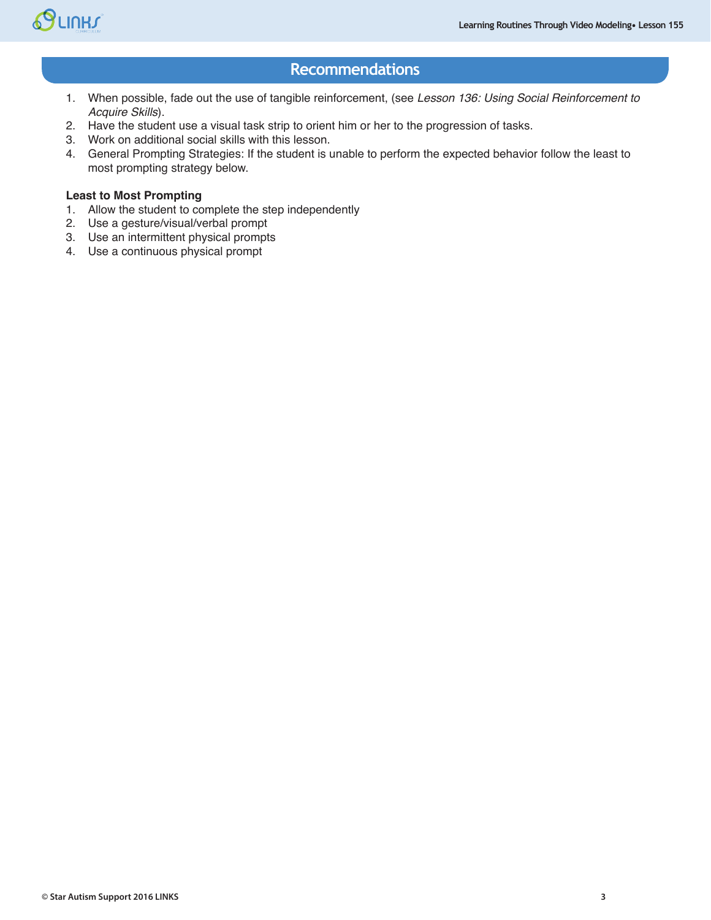## Recommendations

1. When possible, fade out the use of tangible reinforcement, (see *Lesson 136: Using Social Reinforcement to Acquire Skills*).
2. Have the student use a visual task strip to orient him or her to the progression of tasks.
3. Work on additional social skills with this lesson.
4. General Prompting Strategies: If the student is unable to perform the expected behavior follow the least to most prompting strategy below.

**Least to Most Prompting**

1. Allow the student to complete the step independently
2. Use a gesture/visual/verbal prompt
3. Use an intermittent physical prompts
4. Use a continuous physical prompt

© Star Autism Support 2016 LINKS